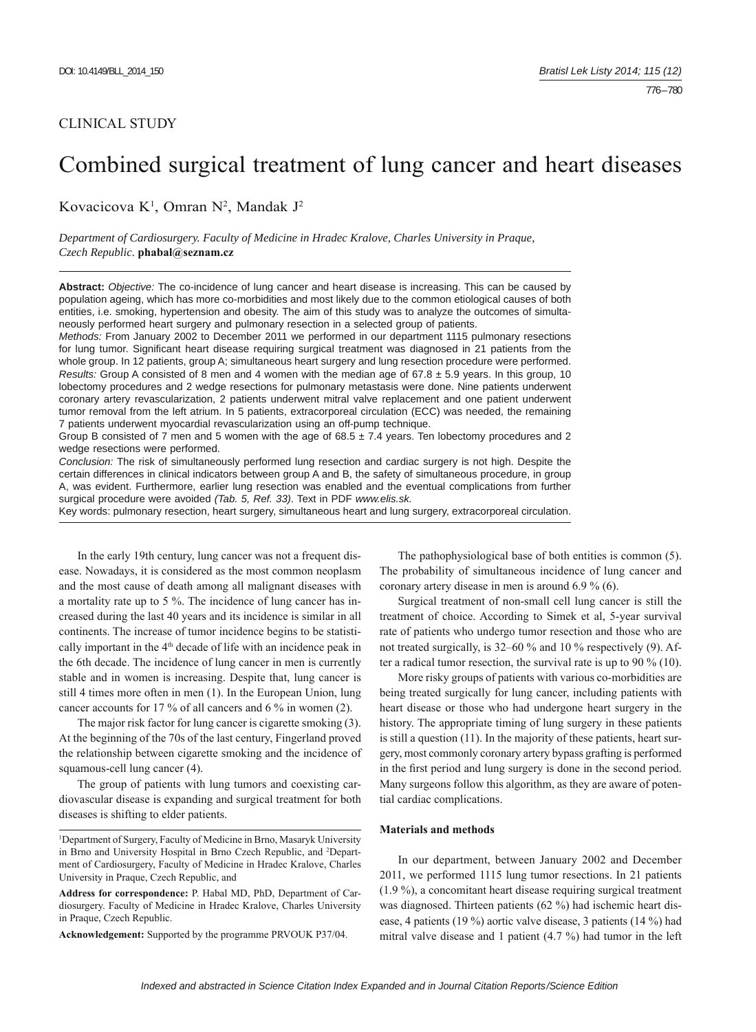CLINICAL STUDY

# Combined surgical treatment of lung cancer and heart diseases

Kovacicova K[1], Omran N[2], Mandak J[2]

*Department of Cardiosurgery. Faculty of Medicine in Hradec Kralove, Charles University in Praque, Czech Republic.* **phabal@seznam.cz**

**Abstract:** *Objective:* The co-incidence of lung cancer and heart disease is increasing. This can be caused by population ageing, which has more co-morbidities and most likely due to the common etiological causes of both entities, i.e. smoking, hypertension and obesity. The aim of this study was to analyze the outcomes of simultaneously performed heart surgery and pulmonary resection in a selected group of patients.

*Methods:* From January 2002 to December 2011 we performed in our department 1115 pulmonary resections for lung tumor. Significant heart disease requiring surgical treatment was diagnosed in 21 patients from the whole group. In 12 patients, group A; simultaneous heart surgery and lung resection procedure were performed.

*Results:* Group A consisted of 8 men and 4 women with the median age of 67.8 ± 5.9 years. In this group, 10 lobectomy procedures and 2 wedge resections for pulmonary metastasis were done. Nine patients underwent coronary artery revascularization, 2 patients underwent mitral valve replacement and one patient underwent tumor removal from the left atrium. In 5 patients, extracorporeal circulation (ECC) was needed, the remaining 7 patients underwent myocardial revascularization using an off-pump technique.

Group B consisted of 7 men and 5 women with the age of 68.5 ± 7.4 years. Ten lobectomy procedures and 2 wedge resections were performed.

*Conclusion:* The risk of simultaneously performed lung resection and cardiac surgery is not high. Despite the certain differences in clinical indicators between group A and B, the safety of simultaneous procedure, in group A, was evident. Furthermore, earlier lung resection was enabled and the eventual complications from further surgical procedure were avoided *(Tab. 5, Ref. 33)*. Text in PDF *www.elis.sk.*

Key words: pulmonary resection, heart surgery, simultaneous heart and lung surgery, extracorporeal circulation.

In the early 19th century, lung cancer was not a frequent disease. Nowadays, it is considered as the most common neoplasm and the most cause of death among all malignant diseases with a mortality rate up to 5 %. The incidence of lung cancer has increased during the last 40 years and its incidence is similar in all continents. The increase of tumor incidence begins to be statistically important in the 4th decade of life with an incidence peak in the 6th decade. The incidence of lung cancer in men is currently stable and in women is increasing. Despite that, lung cancer is still 4 times more often in men (1). In the European Union, lung cancer accounts for 17 % of all cancers and 6 % in women (2).

The major risk factor for lung cancer is cigarette smoking (3). At the beginning of the 70s of the last century, Fingerland proved the relationship between cigarette smoking and the incidence of squamous-cell lung cancer (4).

The group of patients with lung tumors and coexisting cardiovascular disease is expanding and surgical treatment for both diseases is shifting to elder patients.

The pathophysiological base of both entities is common (5). The probability of simultaneous incidence of lung cancer and coronary artery disease in men is around 6.9 % (6).

Surgical treatment of non-small cell lung cancer is still the treatment of choice. According to Simek et al, 5-year survival rate of patients who undergo tumor resection and those who are not treated surgically, is 32–60 % and 10 % respectively (9). After a radical tumor resection, the survival rate is up to 90 % (10).

More risky groups of patients with various co-morbidities are being treated surgically for lung cancer, including patients with heart disease or those who had undergone heart surgery in the history. The appropriate timing of lung surgery in these patients is still a question (11). In the majority of these patients, heart surgery, most commonly coronary artery bypass grafting is performed in the first period and lung surgery is done in the second period. Many surgeons follow this algorithm, as they are aware of potential cardiac complications.

## Materials and methods

In our department, between January 2002 and December 2011, we performed 1115 lung tumor resections. In 21 patients (1.9 %), a concomitant heart disease requiring surgical treatment was diagnosed. Thirteen patients (62 %) had ischemic heart disease, 4 patients (19 %) aortic valve disease, 3 patients (14 %) had mitral valve disease and 1 patient (4.7 %) had tumor in the left

[1]Department of Surgery, Faculty of Medicine in Brno, Masaryk University in Brno and University Hospital in Brno Czech Republic, and [2]Department of Cardiosurgery, Faculty of Medicine in Hradec Kralove, Charles University in Praque, Czech Republic, and

**Address for correspondence:** P. Habal MD, PhD, Department of Cardiosurgery. Faculty of Medicine in Hradec Kralove, Charles University in Praque, Czech Republic.

**Acknowledgement:** Supported by the programme PRVOUK P37/04.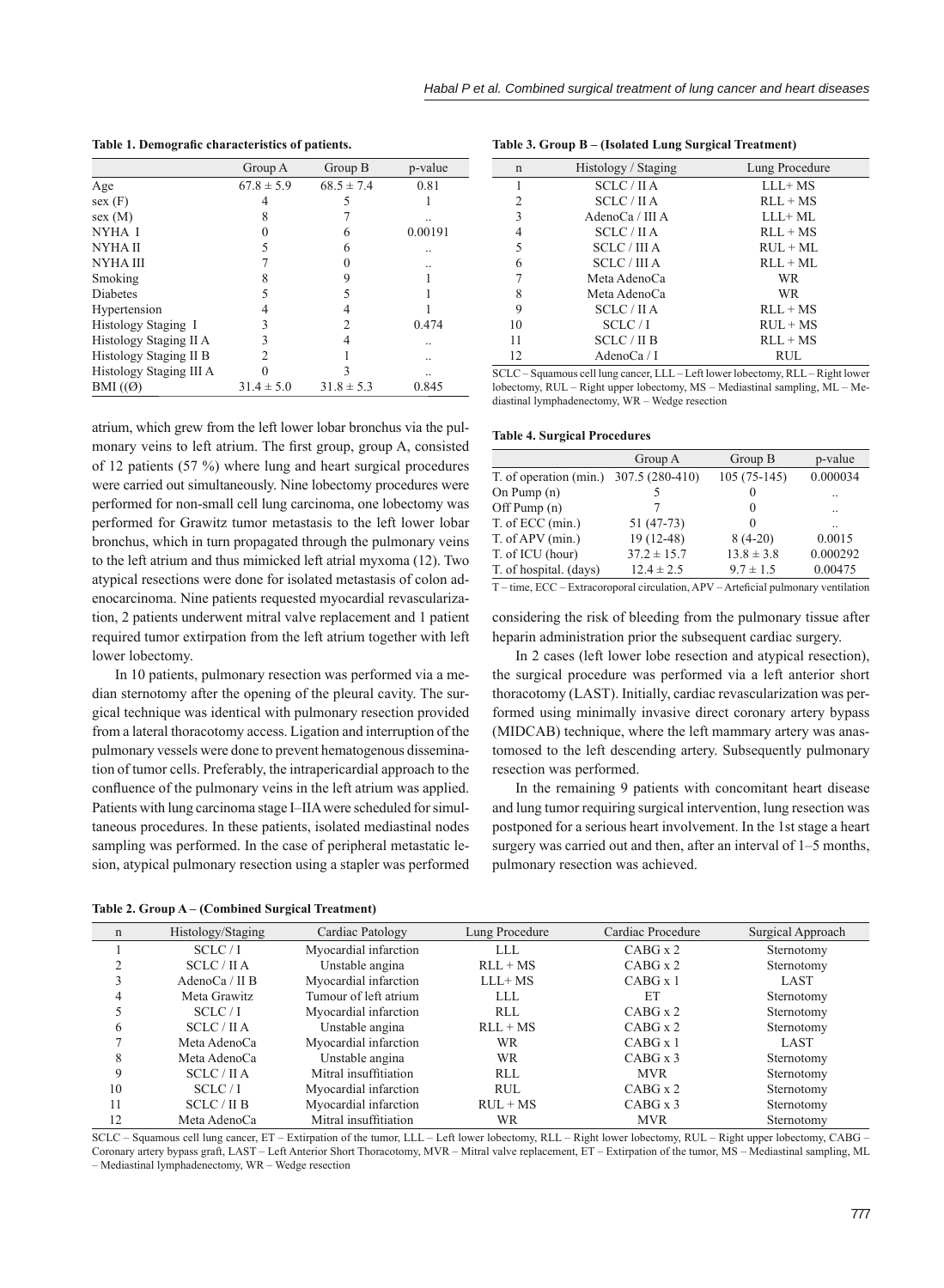**Table 1. Demografic characteristics of patients.**

| | Group A | Group B | p-value |
|---|---|---|---|
| Age | 67.8 ± 5.9 | 68.5 ± 7.4 | 0.81 |
| sex (F) | 4 | 5 | 1 |
| sex (M) | 8 | 7 | .. |
| NYHA I | 0 | 6 | 0.00191 |
| NYHA II | 5 | 6 | .. |
| NYHA III | 7 | 0 | .. |
| Smoking | 8 | 9 | 1 |
| Diabetes | 5 | 5 | 1 |
| Hypertension | 4 | 4 | 1 |
| Histology Staging I | 3 | 2 | 0.474 |
| Histology Staging II A | 3 | 4 | .. |
| Histology Staging II B | 2 | 1 | .. |
| Histology Staging III A | 0 | 3 | .. |
| BMI ((Ø) | 31.4 ± 5.0 | 31.8 ± 5.3 | 0.845 |

atrium, which grew from the left lower lobar bronchus via the pulmonary veins to left atrium. The first group, group A, consisted of 12 patients (57 %) where lung and heart surgical procedures were carried out simultaneously. Nine lobectomy procedures were performed for non-small cell lung carcinoma, one lobectomy was performed for Grawitz tumor metastasis to the left lower lobar bronchus, which in turn propagated through the pulmonary veins to the left atrium and thus mimicked left atrial myxoma (12). Two atypical resections were done for isolated metastasis of colon adenocarcinoma. Nine patients requested myocardial revascularization, 2 patients underwent mitral valve replacement and 1 patient required tumor extirpation from the left atrium together with left lower lobectomy.

In 10 patients, pulmonary resection was performed via a median sternotomy after the opening of the pleural cavity. The surgical technique was identical with pulmonary resection provided from a lateral thoracotomy access. Ligation and interruption of the pulmonary vessels were done to prevent hematogenous dissemination of tumor cells. Preferably, the intrapericardial approach to the confluence of the pulmonary veins in the left atrium was applied. Patients with lung carcinoma stage I–IIA were scheduled for simultaneous procedures. In these patients, isolated mediastinal nodes sampling was performed. In the case of peripheral metastatic lesion, atypical pulmonary resection using a stapler was performed considering the risk of bleeding from the pulmonary tissue after heparin administration prior the subsequent cardiac surgery.

In 2 cases (left lower lobe resection and atypical resection), the surgical procedure was performed via a left anterior short thoracotomy (LAST). Initially, cardiac revascularization was performed using minimally invasive direct coronary artery bypass (MIDCAB) technique, where the left mammary artery was anastomosed to the left descending artery. Subsequently pulmonary resection was performed.

In the remaining 9 patients with concomitant heart disease and lung tumor requiring surgical intervention, lung resection was postponed for a serious heart involvement. In the 1st stage a heart surgery was carried out and then, after an interval of 1–5 months, pulmonary resection was achieved.

**Table 3. Group B – (Isolated Lung Surgical Treatment)**

| n | Histology / Staging | Lung Procedure |
|---|---|---|
| 1 | SCLC / II A | LLL+ MS |
| 2 | SCLC / II A | RLL + MS |
| 3 | AdenoCa / III A | LLL+ ML |
| 4 | SCLC / II A | RLL + MS |
| 5 | SCLC / III A | RUL + ML |
| 6 | SCLC / III A | RLL + ML |
| 7 | Meta AdenoCa | WR |
| 8 | Meta AdenoCa | WR |
| 9 | SCLC / II A | RLL + MS |
| 10 | SCLC / I | RUL + MS |
| 11 | SCLC / II B | RLL + MS |
| 12 | AdenoCa / I | RUL |

SCLC – Squamous cell lung cancer, LLL – Left lower lobectomy, RLL – Right lower lobectomy, RUL – Right upper lobectomy, MS – Mediastinal sampling, ML – Mediastinal lymphadenectomy, WR – Wedge resection

**Table 4. Surgical Procedures**

| | Group A | Group B | p-value |
|---|---|---|---|
| T. of operation (min.) | 307.5 (280-410) | 105 (75-145) | 0.000034 |
| On Pump (n) | 5 | 0 | .. |
| Off Pump (n) | 7 | 0 | .. |
| T. of ECC (min.) | 51 (47-73) | 0 | .. |
| T. of APV (min.) | 19 (12-48) | 8 (4-20) | 0.0015 |
| T. of ICU (hour) | 37.2 ± 15.7 | 13.8 ± 3.8 | 0.000292 |
| T. of hospital. (days) | 12.4 ± 2.5 | 9.7 ± 1.5 | 0.00475 |

T – time, ECC – Extracoroporal circulation, APV – Arteficial pulmonary ventilation

**Table 2. Group A – (Combined Surgical Treatment)**

| n | Histology/Staging | Cardiac Patology | Lung Procedure | Cardiac Procedure | Surgical Approach |
|---|---|---|---|---|---|
| 1 | SCLC / I | Myocardial infarction | LLL | CABG x 2 | Sternotomy |
| 2 | SCLC / II A | Unstable angina | RLL + MS | CABG x 2 | Sternotomy |
| 3 | AdenoCa / II B | Myocardial infarction | LLL+ MS | CABG x 1 | LAST |
| 4 | Meta Grawitz | Tumour of left atrium | LLL | ET | Sternotomy |
| 5 | SCLC / I | Myocardial infarction | RLL | CABG x 2 | Sternotomy |
| 6 | SCLC / II A | Unstable angina | RLL + MS | CABG x 2 | Sternotomy |
| 7 | Meta AdenoCa | Myocardial infarction | WR | CABG x 1 | LAST |
| 8 | Meta AdenoCa | Unstable angina | WR | CABG x 3 | Sternotomy |
| 9 | SCLC / II A | Mitral insuffitiation | RLL | MVR | Sternotomy |
| 10 | SCLC / I | Myocardial infarction | RUL | CABG x 2 | Sternotomy |
| 11 | SCLC / II B | Myocardial infarction | RUL + MS | CABG x 3 | Sternotomy |
| 12 | Meta AdenoCa | Mitral insuffitiation | WR | MVR | Sternotomy |

SCLC – Squamous cell lung cancer, ET – Extirpation of the tumor, LLL – Left lower lobectomy, RLL – Right lower lobectomy, RUL – Right upper lobectomy, CABG – Coronary artery bypass graft, LAST – Left Anterior Short Thoracotomy, MVR – Mitral valve replacement, ET – Extirpation of the tumor, MS – Mediastinal sampling, ML – Mediastinal lymphadenectomy, WR – Wedge resection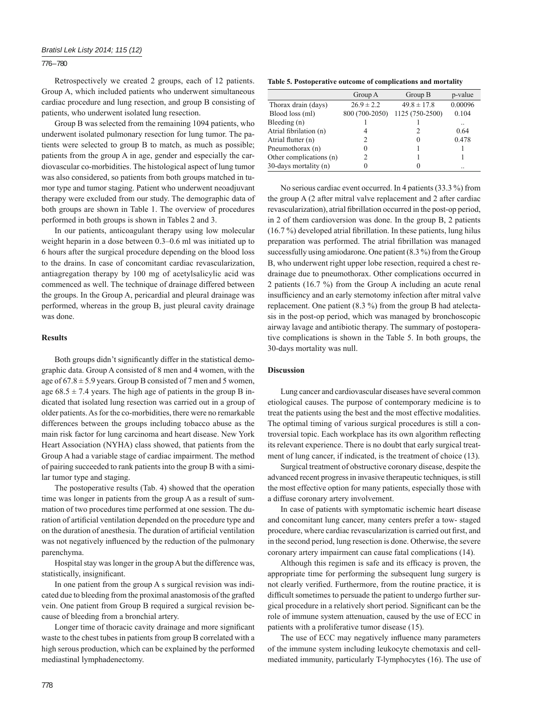Retrospectively we created 2 groups, each of 12 patients. Group A, which included patients who underwent simultaneous cardiac procedure and lung resection, and group B consisting of patients, who underwent isolated lung resection.

Group B was selected from the remaining 1094 patients, who underwent isolated pulmonary resection for lung tumor. The patients were selected to group B to match, as much as possible; patients from the group A in age, gender and especially the cardiovascular co-morbidities. The histological aspect of lung tumor was also considered, so patients from both groups matched in tumor type and tumor staging. Patient who underwent neoadjuvant therapy were excluded from our study. The demographic data of both groups are shown in Table 1. The overview of procedures performed in both groups is shown in Tables 2 and 3.

In our patients, anticoagulant therapy using low molecular weight heparin in a dose between 0.3–0.6 ml was initiated up to 6 hours after the surgical procedure depending on the blood loss to the drains. In case of concomitant cardiac revascularization, antiagregation therapy by 100 mg of acetylsalicylic acid was commenced as well. The technique of drainage differed between the groups. In the Group A, pericardial and pleural drainage was performed, whereas in the group B, just pleural cavity drainage was done.

## Results

Both groups didn't significantly differ in the statistical demographic data. Group A consisted of 8 men and 4 women, with the age of 67.8 ± 5.9 years. Group B consisted of 7 men and 5 women, age 68.5 ± 7.4 years. The high age of patients in the group B indicated that isolated lung resection was carried out in a group of older patients. As for the co-morbidities, there were no remarkable differences between the groups including tobacco abuse as the main risk factor for lung carcinoma and heart disease. New York Heart Association (NYHA) class showed, that patients from the Group A had a variable stage of cardiac impairment. The method of pairing succeeded to rank patients into the group B with a similar tumor type and staging.

The postoperative results (Tab. 4) showed that the operation time was longer in patients from the group A as a result of summation of two procedures time performed at one session. The duration of artificial ventilation depended on the procedure type and on the duration of anesthesia. The duration of artificial ventilation was not negatively influenced by the reduction of the pulmonary parenchyma.

Hospital stay was longer in the group A but the difference was, statistically, insignificant.

In one patient from the group A s surgical revision was indicated due to bleeding from the proximal anastomosis of the grafted vein. One patient from Group B required a surgical revision because of bleeding from a bronchial artery.

Longer time of thoracic cavity drainage and more significant waste to the chest tubes in patients from group B correlated with a high serous production, which can be explained by the performed mediastinal lymphadenectomy.

**Table 5. Postoperative outcome of complications and mortality**

| | Group A | Group B | p-value |
|---|---|---|---|
| Thorax drain (days) | 26.9 ± 2.2 | 49.8 ± 17.8 | 0.00096 |
| Blood loss (ml) | 800 (700-2050) | 1125 (750-2500) | 0.104 |
| Bleeding (n) | 1 | 1 | .. |
| Atrial fibrilation (n) | 4 | 2 | 0.64 |
| Atrial flutter (n) | 2 | 0 | 0.478 |
| Pneumothorax (n) | 0 | 1 | 1 |
| Other complications (n) | 2 | 1 | 1 |
| 30-days mortality (n) | 0 | 0 | .. |

No serious cardiac event occurred. In 4 patients (33.3 %) from the group A (2 after mitral valve replacement and 2 after cardiac revascularization), atrial fibrillation occurred in the post-op period, in 2 of them cardioversion was done. In the group B, 2 patients (16.7 %) developed atrial fibrillation. In these patients, lung hilus preparation was performed. The atrial fibrillation was managed successfully using amiodarone. One patient (8.3 %) from the Group B, who underwent right upper lobe resection, required a chest redrainage due to pneumothorax. Other complications occurred in 2 patients (16.7 %) from the Group A including an acute renal insufficiency and an early sternotomy infection after mitral valve replacement. One patient (8.3 %) from the group B had atelectasis in the post-op period, which was managed by bronchoscopic airway lavage and antibiotic therapy. The summary of postoperative complications is shown in the Table 5. In both groups, the 30-days mortality was null.

## Discussion

Lung cancer and cardiovascular diseases have several common etiological causes. The purpose of contemporary medicine is to treat the patients using the best and the most effective modalities. The optimal timing of various surgical procedures is still a controversial topic. Each workplace has its own algorithm reflecting its relevant experience. There is no doubt that early surgical treatment of lung cancer, if indicated, is the treatment of choice (13).

Surgical treatment of obstructive coronary disease, despite the advanced recent progress in invasive therapeutic techniques, is still the most effective option for many patients, especially those with a diffuse coronary artery involvement.

In case of patients with symptomatic ischemic heart disease and concomitant lung cancer, many centers prefer a tow- staged procedure, where cardiac revascularization is carried out first, and in the second period, lung resection is done. Otherwise, the severe coronary artery impairment can cause fatal complications (14).

Although this regimen is safe and its efficacy is proven, the appropriate time for performing the subsequent lung surgery is not clearly verified. Furthermore, from the routine practice, it is difficult sometimes to persuade the patient to undergo further surgical procedure in a relatively short period. Significant can be the role of immune system attenuation, caused by the use of ECC in patients with a proliferative tumor disease (15).

The use of ECC may negatively influence many parameters of the immune system including leukocyte chemotaxis and cell-mediated immunity, particularly T-lymphocytes (16). The use of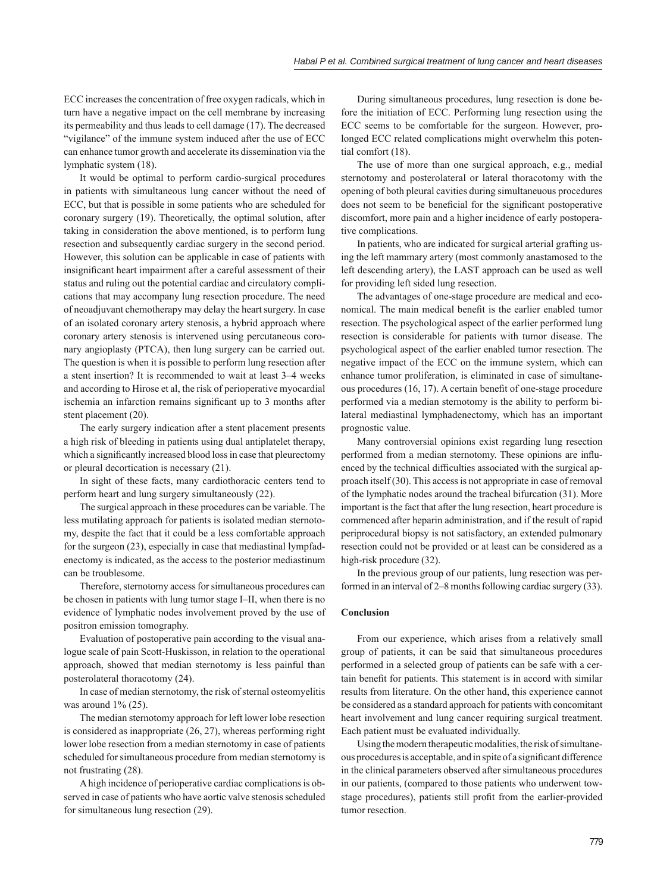ECC increases the concentration of free oxygen radicals, which in turn have a negative impact on the cell membrane by increasing its permeability and thus leads to cell damage (17). The decreased "vigilance" of the immune system induced after the use of ECC can enhance tumor growth and accelerate its dissemination via the lymphatic system (18).

It would be optimal to perform cardio-surgical procedures in patients with simultaneous lung cancer without the need of ECC, but that is possible in some patients who are scheduled for coronary surgery (19). Theoretically, the optimal solution, after taking in consideration the above mentioned, is to perform lung resection and subsequently cardiac surgery in the second period. However, this solution can be applicable in case of patients with insignificant heart impairment after a careful assessment of their status and ruling out the potential cardiac and circulatory complications that may accompany lung resection procedure. The need of neoadjuvant chemotherapy may delay the heart surgery. In case of an isolated coronary artery stenosis, a hybrid approach where coronary artery stenosis is intervened using percutaneous coronary angioplasty (PTCA), then lung surgery can be carried out. The question is when it is possible to perform lung resection after a stent insertion? It is recommended to wait at least 3–4 weeks and according to Hirose et al, the risk of perioperative myocardial ischemia an infarction remains significant up to 3 months after stent placement (20).

The early surgery indication after a stent placement presents a high risk of bleeding in patients using dual antiplatelet therapy, which a significantly increased blood loss in case that pleurectomy or pleural decortication is necessary (21).

In sight of these facts, many cardiothoracic centers tend to perform heart and lung surgery simultaneously (22).

The surgical approach in these procedures can be variable. The less mutilating approach for patients is isolated median sternotomy, despite the fact that it could be a less comfortable approach for the surgeon (23), especially in case that mediastinal lympfadenectomy is indicated, as the access to the posterior mediastinum can be troublesome.

Therefore, sternotomy access for simultaneous procedures can be chosen in patients with lung tumor stage I–II, when there is no evidence of lymphatic nodes involvement proved by the use of positron emission tomography.

Evaluation of postoperative pain according to the visual analogue scale of pain Scott-Huskisson, in relation to the operational approach, showed that median sternotomy is less painful than posterolateral thoracotomy (24).

In case of median sternotomy, the risk of sternal osteomyelitis was around 1% (25).

The median sternotomy approach for left lower lobe resection is considered as inappropriate (26, 27), whereas performing right lower lobe resection from a median sternotomy in case of patients scheduled for simultaneous procedure from median sternotomy is not frustrating (28).

A high incidence of perioperative cardiac complications is observed in case of patients who have aortic valve stenosis scheduled for simultaneous lung resection (29).

During simultaneous procedures, lung resection is done before the initiation of ECC. Performing lung resection using the ECC seems to be comfortable for the surgeon. However, prolonged ECC related complications might overwhelm this potential comfort (18).

The use of more than one surgical approach, e.g., medial sternotomy and posterolateral or lateral thoracotomy with the opening of both pleural cavities during simultaneuous procedures does not seem to be beneficial for the significant postoperative discomfort, more pain and a higher incidence of early postoperative complications.

In patients, who are indicated for surgical arterial grafting using the left mammary artery (most commonly anastamosed to the left descending artery), the LAST approach can be used as well for providing left sided lung resection.

The advantages of one-stage procedure are medical and economical. The main medical benefit is the earlier enabled tumor resection. The psychological aspect of the earlier performed lung resection is considerable for patients with tumor disease. The psychological aspect of the earlier enabled tumor resection. The negative impact of the ECC on the immune system, which can enhance tumor proliferation, is eliminated in case of simultaneous procedures (16, 17). A certain benefit of one-stage procedure performed via a median sternotomy is the ability to perform bilateral mediastinal lymphadenectomy, which has an important prognostic value.

Many controversial opinions exist regarding lung resection performed from a median sternotomy. These opinions are influenced by the technical difficulties associated with the surgical approach itself (30). This access is not appropriate in case of removal of the lymphatic nodes around the tracheal bifurcation (31). More important is the fact that after the lung resection, heart procedure is commenced after heparin administration, and if the result of rapid periprocedural biopsy is not satisfactory, an extended pulmonary resection could not be provided or at least can be considered as a high-risk procedure (32).

In the previous group of our patients, lung resection was performed in an interval of 2–8 months following cardiac surgery (33).

## Conclusion

From our experience, which arises from a relatively small group of patients, it can be said that simultaneous procedures performed in a selected group of patients can be safe with a certain benefit for patients. This statement is in accord with similar results from literature. On the other hand, this experience cannot be considered as a standard approach for patients with concomitant heart involvement and lung cancer requiring surgical treatment. Each patient must be evaluated individually.

Using the modern therapeutic modalities, the risk of simultaneous procedures is acceptable, and in spite of a significant difference in the clinical parameters observed after simultaneous procedures in our patients, (compared to those patients who underwent tow-stage procedures), patients still profit from the earlier-provided tumor resection.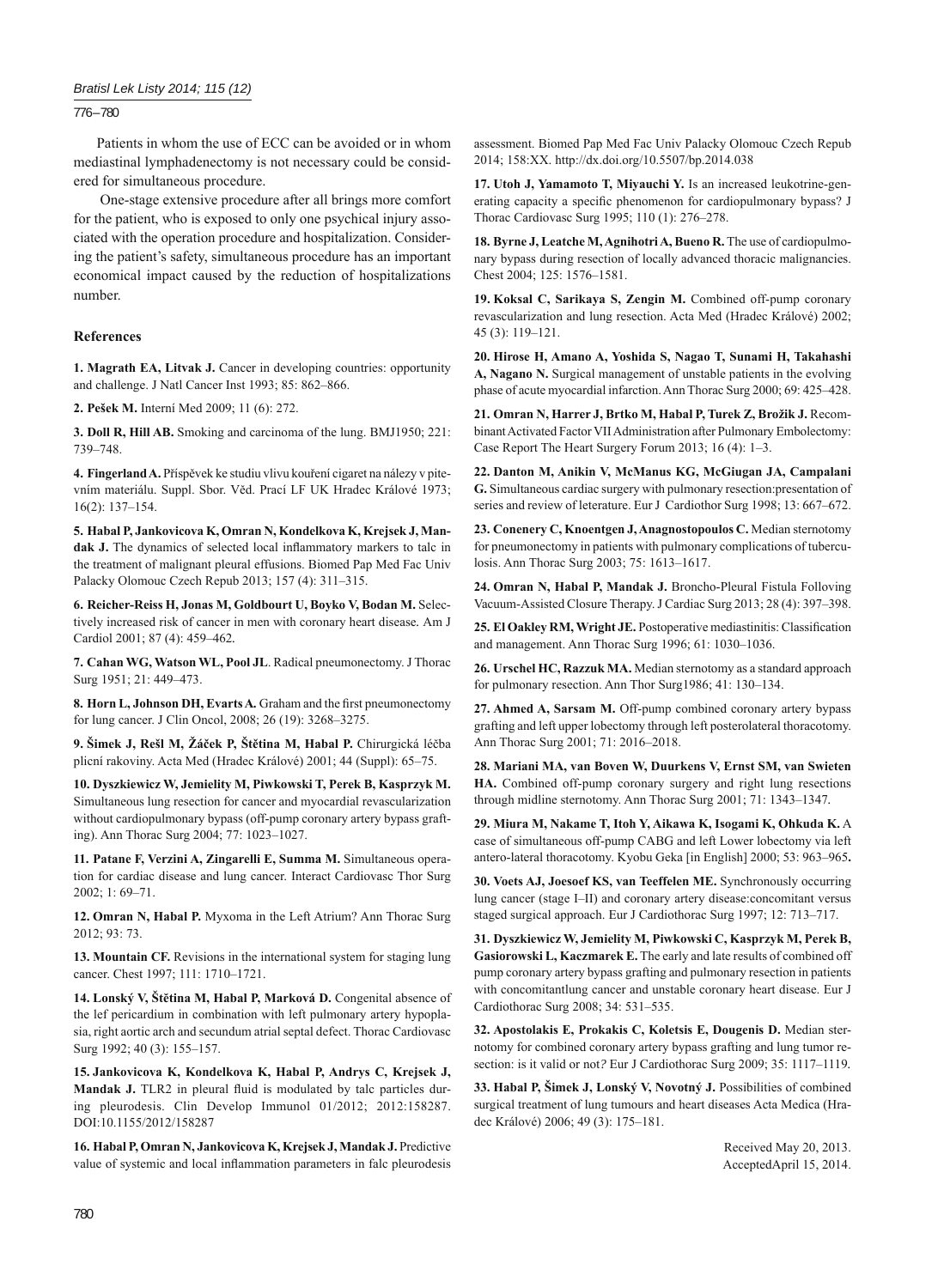Patients in whom the use of ECC can be avoided or in whom mediastinal lymphadenectomy is not necessary could be considered for simultaneous procedure.

One-stage extensive procedure after all brings more comfort for the patient, who is exposed to only one psychical injury associated with the operation procedure and hospitalization. Considering the patient's safety, simultaneous procedure has an important economical impact caused by the reduction of hospitalizations number.

## References

**1. Magrath EA, Litvak J.** Cancer in developing countries: opportunity and challenge. J Natl Cancer Inst 1993; 85: 862–866.

**2. Pešek M.** Interní Med 2009; 11 (6): 272.

**3. Doll R, Hill AB.** Smoking and carcinoma of the lung. BMJ1950; 221: 739–748.

**4. Fingerland A.** Příspěvek ke studiu vlivu kouření cigaret na nálezy v pitevním materiálu. Suppl. Sbor. Věd. Prací LF UK Hradec Králové 1973; 16(2): 137–154.

**5. Habal P, Jankovicova K, Omran N, Kondelkova K, Krejsek J, Mandak J.** The dynamics of selected local inflammatory markers to talc in the treatment of malignant pleural effusions. Biomed Pap Med Fac Univ Palacky Olomouc Czech Repub 2013; 157 (4): 311–315.

**6. Reicher-Reiss H, Jonas M, Goldbourt U, Boyko V, Bodan M.** Selectively increased risk of cancer in men with coronary heart disease. Am J Cardiol 2001; 87 (4): 459–462.

**7. Cahan WG, Watson WL, Pool JL**. Radical pneumonectomy. J Thorac Surg 1951; 21: 449–473.

**8. Horn L, Johnson DH, Evarts A.** Graham and the first pneumonectomy for lung cancer. J Clin Oncol, 2008; 26 (19): 3268–3275.

**9. Šimek J, Rešl M, Žáček P, Štětina M, Habal P.** Chirurgická léčba plicní rakoviny. Acta Med (Hradec Králové) 2001; 44 (Suppl): 65–75.

**10. Dyszkiewicz W, Jemielity M, Piwkowski T, Perek B, Kasprzyk M.** Simultaneous lung resection for cancer and myocardial revascularization without cardiopulmonary bypass (off-pump coronary artery bypass grafting). Ann Thorac Surg 2004; 77: 1023–1027.

**11. Patane F, Verzini A, Zingarelli E, Summa M.** Simultaneous operation for cardiac disease and lung cancer. Interact Cardiovasc Thor Surg 2002; 1: 69–71.

**12. Omran N, Habal P.** Myxoma in the Left Atrium? Ann Thorac Surg 2012; 93: 73.

**13. Mountain CF.** Revisions in the international system for staging lung cancer. Chest 1997; 111: 1710–1721.

**14. Lonský V, Štětina M, Habal P, Marková D.** Congenital absence of the lef pericardium in combination with left pulmonary artery hypoplasia, right aortic arch and secundum atrial septal defect. Thorac Cardiovasc Surg 1992; 40 (3): 155–157.

**15. Jankovicova K, Kondelkova K, Habal P, Andrys C, Krejsek J, Mandak J.** TLR2 in pleural fluid is modulated by talc particles during pleurodesis. Clin Develop Immunol 01/2012; 2012:158287. DOI:10.1155/2012/158287

**16. Habal P, Omran N, Jankovicova K, Krejsek J, Mandak J.** Predictive value of systemic and local inflammation parameters in falc pleurodesis assessment. Biomed Pap Med Fac Univ Palacky Olomouc Czech Repub 2014; 158:XX. http://dx.doi.org/10.5507/bp.2014.038

**17. Utoh J, Yamamoto T, Miyauchi Y.** Is an increased leukotrine-generating capacity a specific phenomenon for cardiopulmonary bypass? J Thorac Cardiovasc Surg 1995; 110 (1): 276–278.

**18. Byrne J, Leatche M, Agnihotri A, Bueno R.** The use of cardiopulmonary bypass during resection of locally advanced thoracic malignancies. Chest 2004; 125: 1576–1581.

**19. Koksal C, Sarikaya S, Zengin M.** Combined off-pump coronary revascularization and lung resection. Acta Med (Hradec Králové) 2002; 45 (3): 119–121.

**20. Hirose H, Amano A, Yoshida S, Nagao T, Sunami H, Takahashi A, Nagano N.** Surgical management of unstable patients in the evolving phase of acute myocardial infarction. Ann Thorac Surg 2000; 69: 425–428.

**21. Omran N, Harrer J, Brtko M, Habal P, Turek Z, Brožik J.** Recombinant Activated Factor VII Administration after Pulmonary Embolectomy: Case Report The Heart Surgery Forum 2013; 16 (4): 1–3.

**22. Danton M, Anikin V, McManus KG, McGiugan JA, Campalani G.** Simultaneous cardiac surgery with pulmonary resection:presentation of series and review of leterature. Eur J Cardiothor Surg 1998; 13: 667–672.

**23. Conenery C, Knoentgen J, Anagnostopoulos C.** Median sternotomy for pneumonectomy in patients with pulmonary complications of tuberculosis. Ann Thorac Surg 2003; 75: 1613–1617.

**24. Omran N, Habal P, Mandak J.** Broncho-Pleural Fistula Folloving Vacuum-Assisted Closure Therapy. J Cardiac Surg 2013; 28 (4): 397–398.

**25. El Oakley RM, Wright JE.** Postoperative mediastinitis: Classification and management. Ann Thorac Surg 1996; 61: 1030–1036.

**26. Urschel HC, Razzuk MA.** Median sternotomy as a standard approach for pulmonary resection. Ann Thor Surg1986; 41: 130–134.

**27. Ahmed A, Sarsam M.** Off-pump combined coronary artery bypass grafting and left upper lobectomy through left posterolateral thoracotomy. Ann Thorac Surg 2001; 71: 2016–2018.

**28. Mariani MA, van Boven W, Duurkens V, Ernst SM, van Swieten HA.** Combined off-pump coronary surgery and right lung resections through midline sternotomy. Ann Thorac Surg 2001; 71: 1343–1347.

**29. Miura M, Nakame T, Itoh Y, Aikawa K, Isogami K, Ohkuda K.** A case of simultaneous off-pump CABG and left Lower lobectomy via left antero-lateral thoracotomy. Kyobu Geka [in English] 2000; 53: 963–965.

**30. Voets AJ, Joesoef KS, van Teeffelen ME.** Synchronously occurring lung cancer (stage I–II) and coronary artery disease:concomitant versus staged surgical approach. Eur J Cardiothorac Surg 1997; 12: 713–717.

**31. Dyszkiewicz W, Jemielity M, Piwkowski C, Kasprzyk M, Perek B, Gasiorowski L, Kaczmarek E.** The early and late results of combined off pump coronary artery bypass grafting and pulmonary resection in patients with concomitantlung cancer and unstable coronary heart disease. Eur J Cardiothorac Surg 2008; 34: 531–535.

**32. Apostolakis E, Prokakis C, Koletsis E, Dougenis D.** Median sternotomy for combined coronary artery bypass grafting and lung tumor resection: is it valid or not? Eur J Cardiothorac Surg 2009; 35: 1117–1119.

**33. Habal P, Šimek J, Lonský V, Novotný J.** Possibilities of combined surgical treatment of lung tumours and heart diseases Acta Medica (Hradec Králové) 2006; 49 (3): 175–181.

Received May 20, 2013.
AcceptedApril 15, 2014.